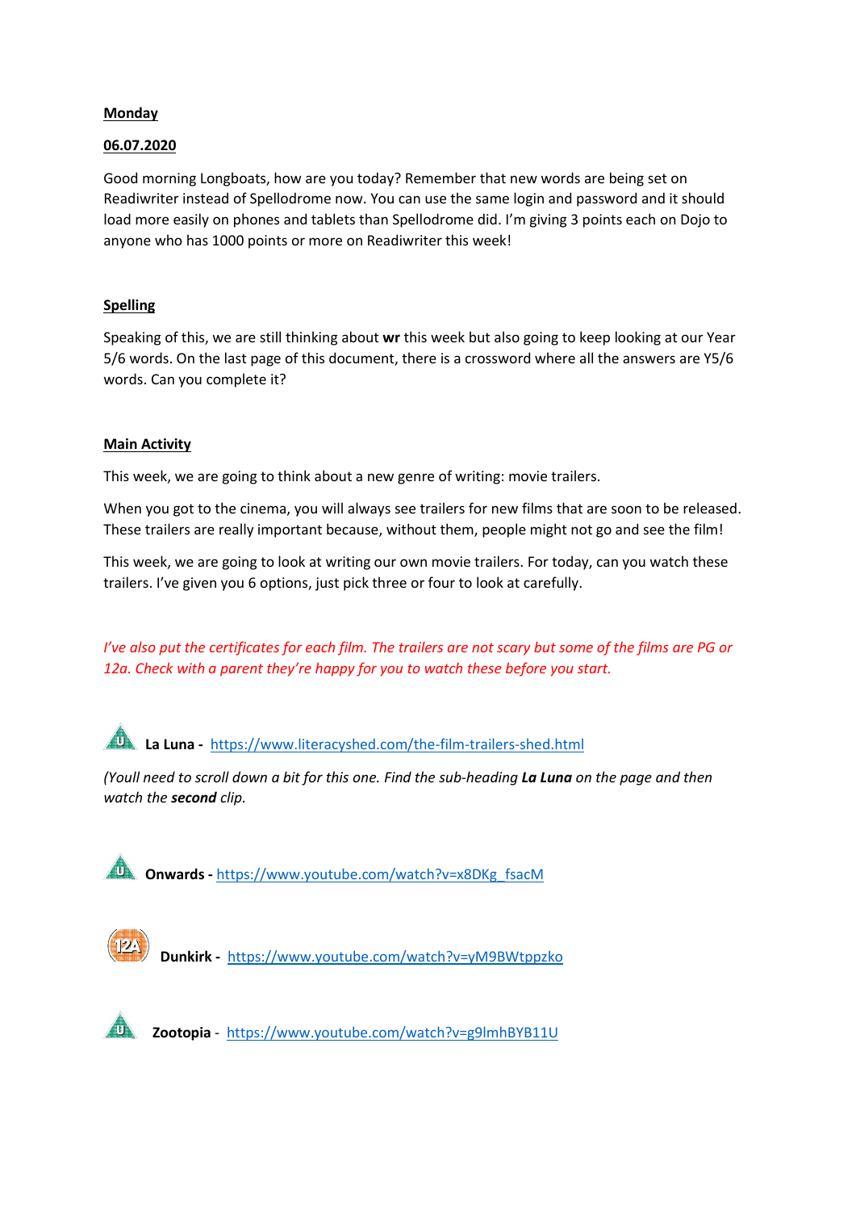**Monday**

**06.07.2020**

Good morning Longboats, how are you today? Remember that new words are being set on Readiwriter instead of Spellodrome now. You can use the same login and password and it should load more easily on phones and tablets than Spellodrome did. I'm giving 3 points each on Dojo to anyone who has 1000 points or more on Readiwriter this week!

**Spelling**

Speaking of this, we are still thinking about **wr** this week but also going to keep looking at our Year 5/6 words. On the last page of this document, there is a crossword where all the answers are Y5/6 words. Can you complete it?

**Main Activity**

This week, we are going to think about a new genre of writing: movie trailers.

When you got to the cinema, you will always see trailers for new films that are soon to be released. These trailers are really important because, without them, people might not go and see the film!

This week, we are going to look at writing our own movie trailers. For today, can you watch these trailers. I've given you 6 options, just pick three or four to look at carefully.

*I've also put the certificates for each film. The trailers are not scary but some of the films are PG or 12a. Check with a parent they're happy for you to watch these before you start.*

U **La Luna -** https://www.literacyshed.com/the-film-trailers-shed.html

*(Youll need to scroll down a bit for this one. Find the sub-heading **La Luna** on the page and then watch the **second** clip.*

U **Onwards -** https://www.youtube.com/watch?v=x8DKg_fsacM

12A **Dunkirk -** https://www.youtube.com/watch?v=yM9BWtppzko

U **Zootopia** - https://www.youtube.com/watch?v=g9lmhBYB11U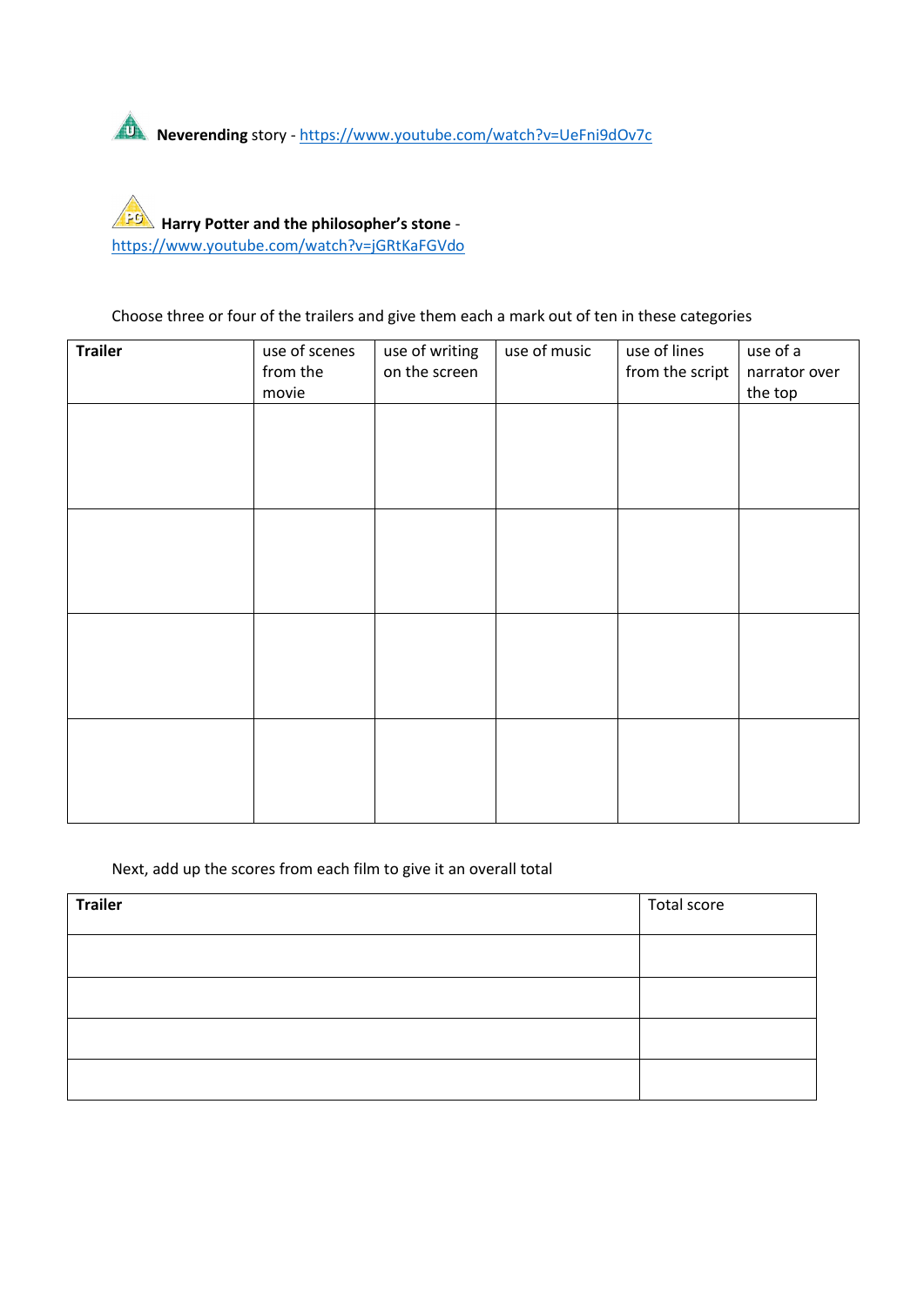**Neverending** story - https://www.youtube.com/watch?v=UeFni9dOv7c

**Harry Potter and the philosopher's stone** - https://www.youtube.com/watch?v=jGRtKaFGVdo

Choose three or four of the trailers and give them each a mark out of ten in these categories

| **Trailer** | use of scenes from the movie | use of writing on the screen | use of music | use of lines from the script | use of a narrator over the top |
|---|---|---|---|---|---|
| | | | | | |
| | | | | | |
| | | | | | |
| | | | | | |

Next, add up the scores from each film to give it an overall total

| **Trailer** | Total score |
|---|---|
| | |
| | |
| | |
| | |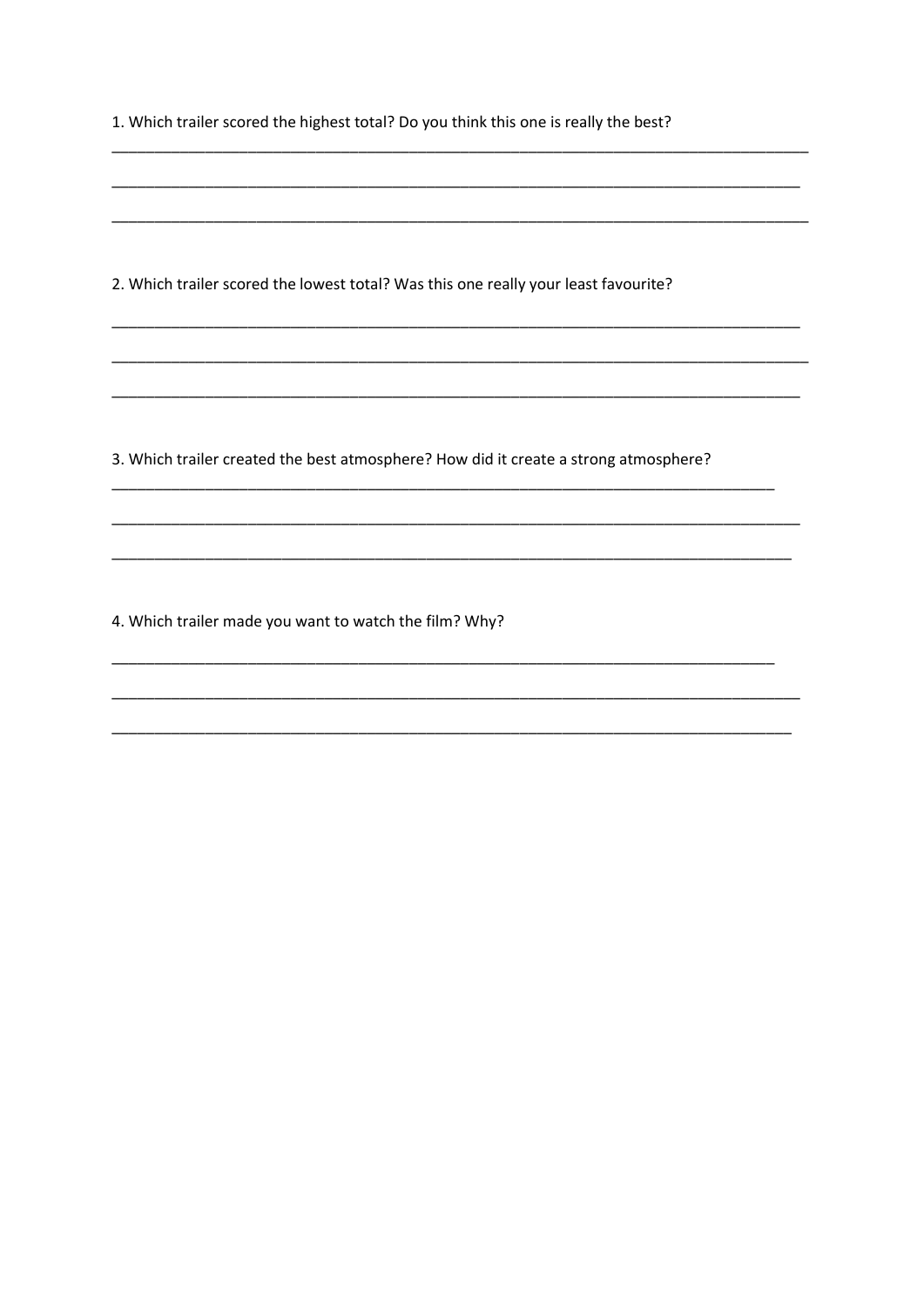1. Which trailer scored the highest total? Do you think this one is really the best?

_______________________________________________________________________________

_______________________________________________________________________________

_______________________________________________________________________________

2. Which trailer scored the lowest total? Was this one really your least favourite?

_______________________________________________________________________________

_______________________________________________________________________________

_______________________________________________________________________________

3. Which trailer created the best atmosphere? How did it create a strong atmosphere?

_______________________________________________________________________________

_______________________________________________________________________________

_______________________________________________________________________________

4. Which trailer made you want to watch the film? Why?

_______________________________________________________________________________

_______________________________________________________________________________

_______________________________________________________________________________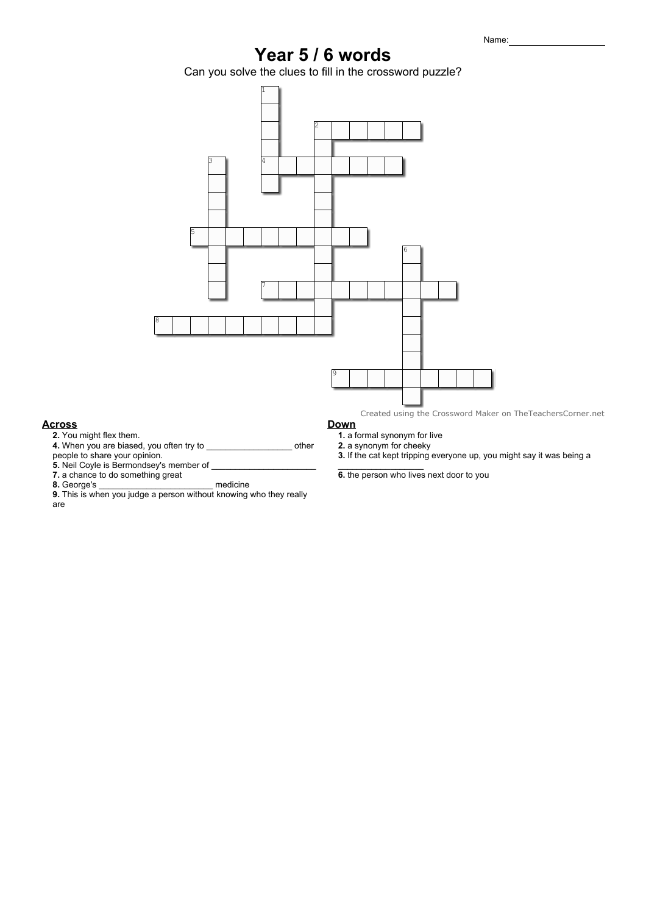Name: ____________________

# Year 5 / 6 words

Can you solve the clues to fill in the crossword puzzle?

Created using the Crossword Maker on TheTeachersCorner.net

## Across

**2.** You might flex them.

**4.** When you are biased, you often try to __________________ other people to share your opinion.

**5.** Neil Coyle is Bermondsey's member of ______________________

**7.** a chance to do something great

**8.** George's ________________________ medicine

**9.** This is when you judge a person without knowing who they really are

## Down

**1.** a formal synonym for live

**2.** a synonym for cheeky

**3.** If the cat kept tripping everyone up, you might say it was being a __________________

**6.** the person who lives next door to you